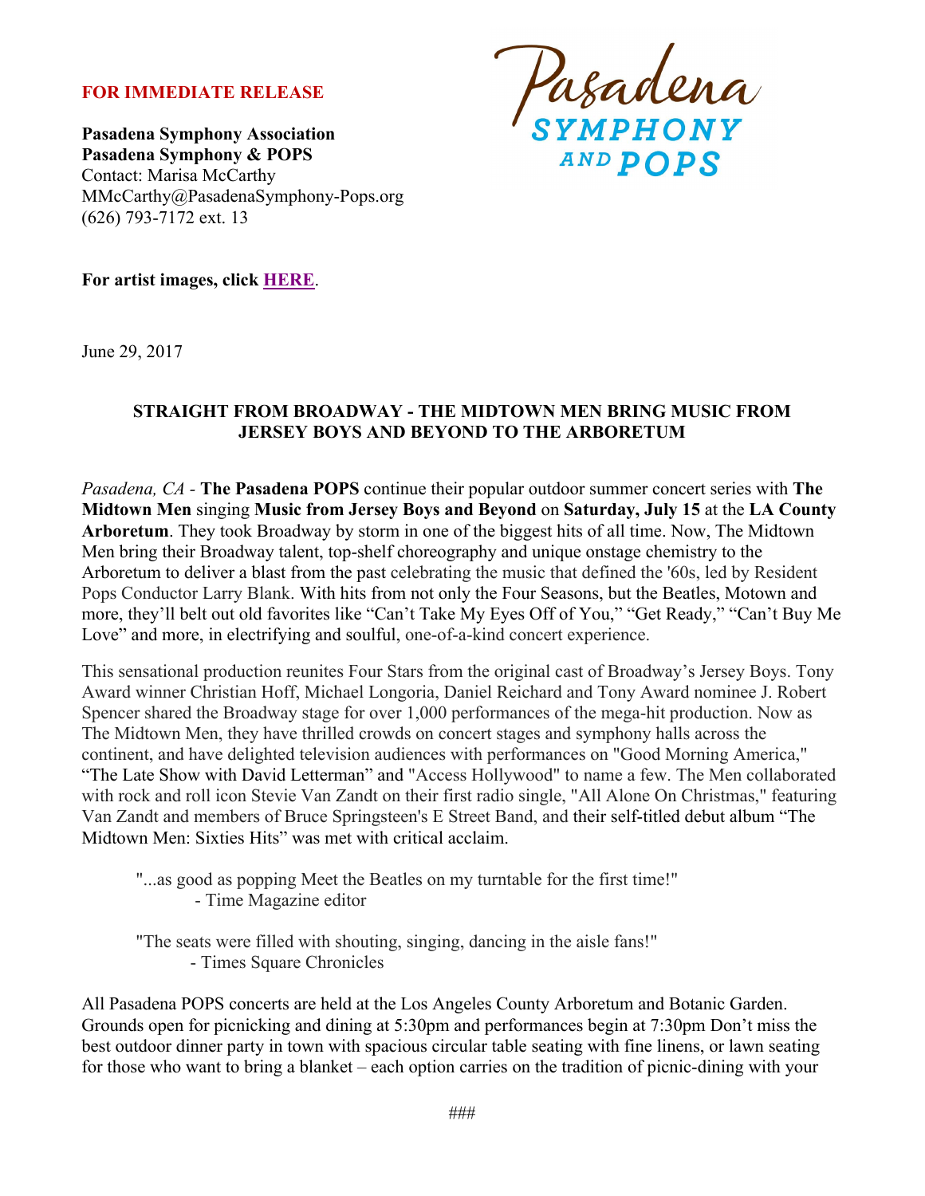**FOR IMMEDIATE RELEASE**

Pasadena SYMPHONY AND POPS

**Pasadena Symphony Association**
**Pasadena Symphony & POPS**
Contact: Marisa McCarthy
MMcCarthy@PasadenaSymphony-Pops.org
(626) 793-7172 ext. 13

**For artist images, click HERE.**

June 29, 2017

## STRAIGHT FROM BROADWAY - THE MIDTOWN MEN BRING MUSIC FROM JERSEY BOYS AND BEYOND TO THE ARBORETUM

*Pasadena, CA* - **The Pasadena POPS** continue their popular outdoor summer concert series with **The Midtown Men** singing **Music from Jersey Boys and Beyond** on **Saturday, July 15** at the **LA County Arboretum**. They took Broadway by storm in one of the biggest hits of all time. Now, The Midtown Men bring their Broadway talent, top-shelf choreography and unique onstage chemistry to the Arboretum to deliver a blast from the past celebrating the music that defined the '60s, led by Resident Pops Conductor Larry Blank. With hits from not only the Four Seasons, but the Beatles, Motown and more, they'll belt out old favorites like "Can't Take My Eyes Off of You," "Get Ready," "Can't Buy Me Love" and more, in electrifying and soulful, one-of-a-kind concert experience.

This sensational production reunites Four Stars from the original cast of Broadway's Jersey Boys. Tony Award winner Christian Hoff, Michael Longoria, Daniel Reichard and Tony Award nominee J. Robert Spencer shared the Broadway stage for over 1,000 performances of the mega-hit production. Now as The Midtown Men, they have thrilled crowds on concert stages and symphony halls across the continent, and have delighted television audiences with performances on "Good Morning America," "The Late Show with David Letterman" and "Access Hollywood" to name a few. The Men collaborated with rock and roll icon Stevie Van Zandt on their first radio single, "All Alone On Christmas," featuring Van Zandt and members of Bruce Springsteen's E Street Band, and their self-titled debut album "The Midtown Men: Sixties Hits" was met with critical acclaim.

> "...as good as popping Meet the Beatles on my turntable for the first time!"
> - Time Magazine editor

> "The seats were filled with shouting, singing, dancing in the aisle fans!"
> - Times Square Chronicles

All Pasadena POPS concerts are held at the Los Angeles County Arboretum and Botanic Garden. Grounds open for picnicking and dining at 5:30pm and performances begin at 7:30pm Don't miss the best outdoor dinner party in town with spacious circular table seating with fine linens, or lawn seating for those who want to bring a blanket – each option carries on the tradition of picnic-dining with your

###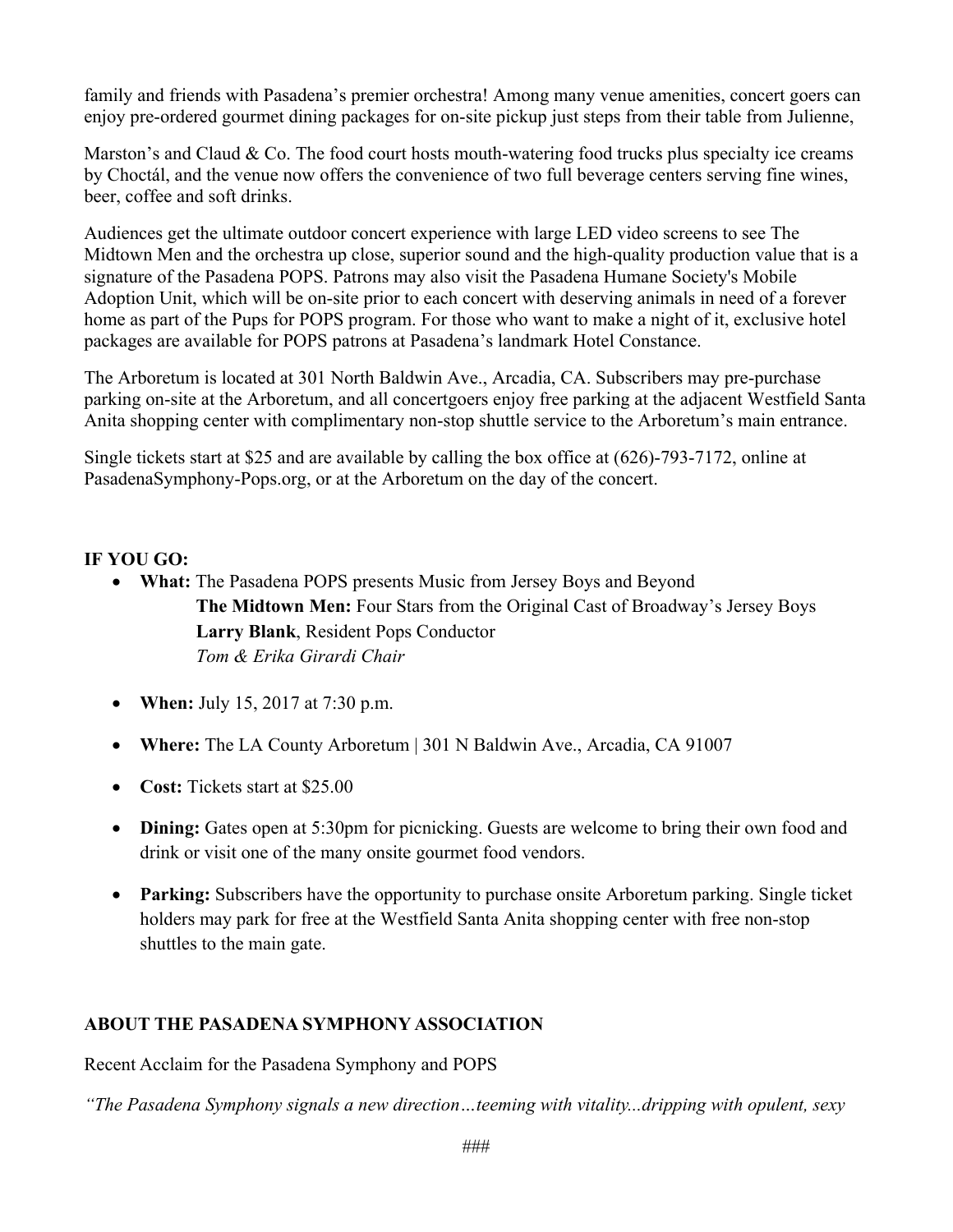family and friends with Pasadena's premier orchestra! Among many venue amenities, concert goers can enjoy pre-ordered gourmet dining packages for on-site pickup just steps from their table from Julienne,

Marston's and Claud & Co. The food court hosts mouth-watering food trucks plus specialty ice creams by Choctál, and the venue now offers the convenience of two full beverage centers serving fine wines, beer, coffee and soft drinks.

Audiences get the ultimate outdoor concert experience with large LED video screens to see The Midtown Men and the orchestra up close, superior sound and the high-quality production value that is a signature of the Pasadena POPS. Patrons may also visit the Pasadena Humane Society's Mobile Adoption Unit, which will be on-site prior to each concert with deserving animals in need of a forever home as part of the Pups for POPS program. For those who want to make a night of it, exclusive hotel packages are available for POPS patrons at Pasadena's landmark Hotel Constance.

The Arboretum is located at 301 North Baldwin Ave., Arcadia, CA. Subscribers may pre-purchase parking on-site at the Arboretum, and all concertgoers enjoy free parking at the adjacent Westfield Santa Anita shopping center with complimentary non-stop shuttle service to the Arboretum's main entrance.

Single tickets start at $25 and are available by calling the box office at (626)-793-7172, online at PasadenaSymphony-Pops.org, or at the Arboretum on the day of the concert.

**IF YOU GO:**

- **What:** The Pasadena POPS presents Music from Jersey Boys and Beyond
  **The Midtown Men:** Four Stars from the Original Cast of Broadway's Jersey Boys
  **Larry Blank**, Resident Pops Conductor
  *Tom & Erika Girardi Chair*
- **When:** July 15, 2017 at 7:30 p.m.
- **Where:** The LA County Arboretum | 301 N Baldwin Ave., Arcadia, CA 91007
- **Cost:** Tickets start at $25.00
- **Dining:** Gates open at 5:30pm for picnicking. Guests are welcome to bring their own food and drink or visit one of the many onsite gourmet food vendors.
- **Parking:** Subscribers have the opportunity to purchase onsite Arboretum parking. Single ticket holders may park for free at the Westfield Santa Anita shopping center with free non-stop shuttles to the main gate.

**ABOUT THE PASADENA SYMPHONY ASSOCIATION**

Recent Acclaim for the Pasadena Symphony and POPS

*"The Pasadena Symphony signals a new direction…teeming with vitality...dripping with opulent, sexy*

###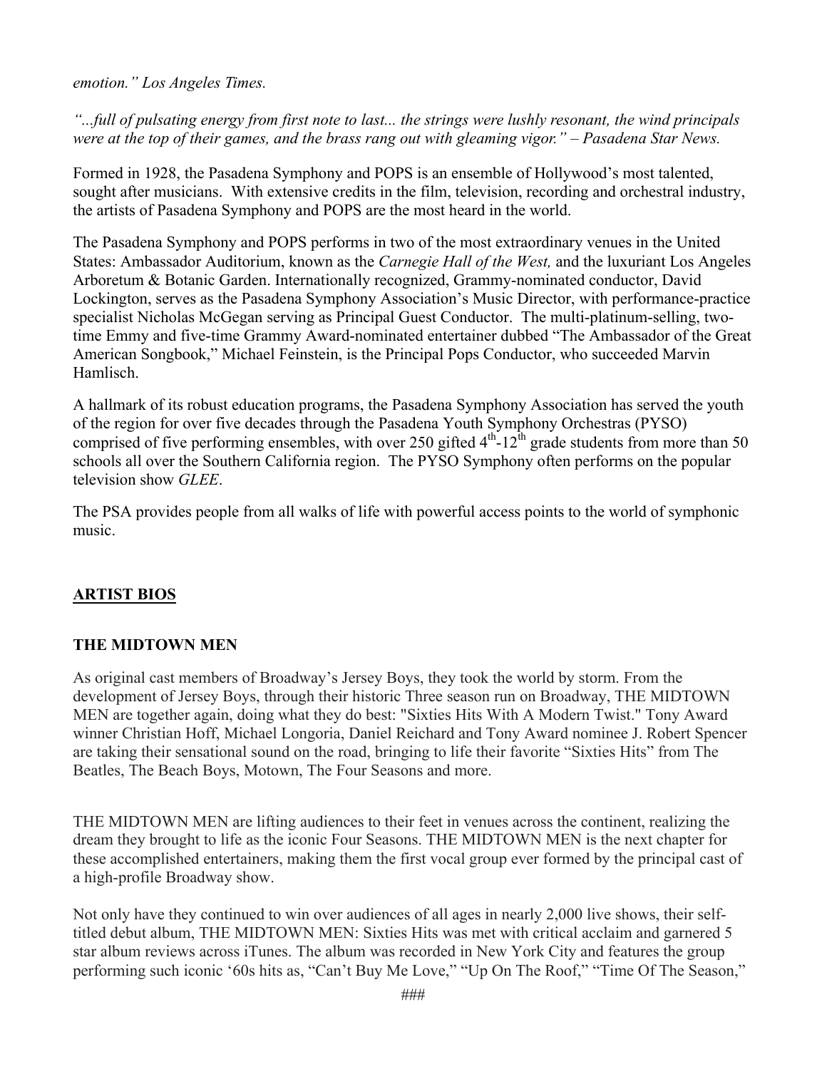*emotion." Los Angeles Times.*

*"...full of pulsating energy from first note to last... the strings were lushly resonant, the wind principals were at the top of their games, and the brass rang out with gleaming vigor." – Pasadena Star News.*

Formed in 1928, the Pasadena Symphony and POPS is an ensemble of Hollywood's most talented, sought after musicians. With extensive credits in the film, television, recording and orchestral industry, the artists of Pasadena Symphony and POPS are the most heard in the world.

The Pasadena Symphony and POPS performs in two of the most extraordinary venues in the United States: Ambassador Auditorium, known as the *Carnegie Hall of the West,* and the luxuriant Los Angeles Arboretum & Botanic Garden. Internationally recognized, Grammy-nominated conductor, David Lockington, serves as the Pasadena Symphony Association's Music Director, with performance-practice specialist Nicholas McGegan serving as Principal Guest Conductor. The multi-platinum-selling, two-time Emmy and five-time Grammy Award-nominated entertainer dubbed "The Ambassador of the Great American Songbook," Michael Feinstein, is the Principal Pops Conductor, who succeeded Marvin Hamlisch.

A hallmark of its robust education programs, the Pasadena Symphony Association has served the youth of the region for over five decades through the Pasadena Youth Symphony Orchestras (PYSO) comprised of five performing ensembles, with over 250 gifted 4th-12th grade students from more than 50 schools all over the Southern California region. The PYSO Symphony often performs on the popular television show *GLEE*.

The PSA provides people from all walks of life with powerful access points to the world of symphonic music.

## ARTIST BIOS

### THE MIDTOWN MEN

As original cast members of Broadway's Jersey Boys, they took the world by storm. From the development of Jersey Boys, through their historic Three season run on Broadway, THE MIDTOWN MEN are together again, doing what they do best: "Sixties Hits With A Modern Twist." Tony Award winner Christian Hoff, Michael Longoria, Daniel Reichard and Tony Award nominee J. Robert Spencer are taking their sensational sound on the road, bringing to life their favorite "Sixties Hits" from The Beatles, The Beach Boys, Motown, The Four Seasons and more.

THE MIDTOWN MEN are lifting audiences to their feet in venues across the continent, realizing the dream they brought to life as the iconic Four Seasons. THE MIDTOWN MEN is the next chapter for these accomplished entertainers, making them the first vocal group ever formed by the principal cast of a high-profile Broadway show.

Not only have they continued to win over audiences of all ages in nearly 2,000 live shows, their self-titled debut album, THE MIDTOWN MEN: Sixties Hits was met with critical acclaim and garnered 5 star album reviews across iTunes. The album was recorded in New York City and features the group performing such iconic '60s hits as, "Can't Buy Me Love," "Up On The Roof," "Time Of The Season,"

###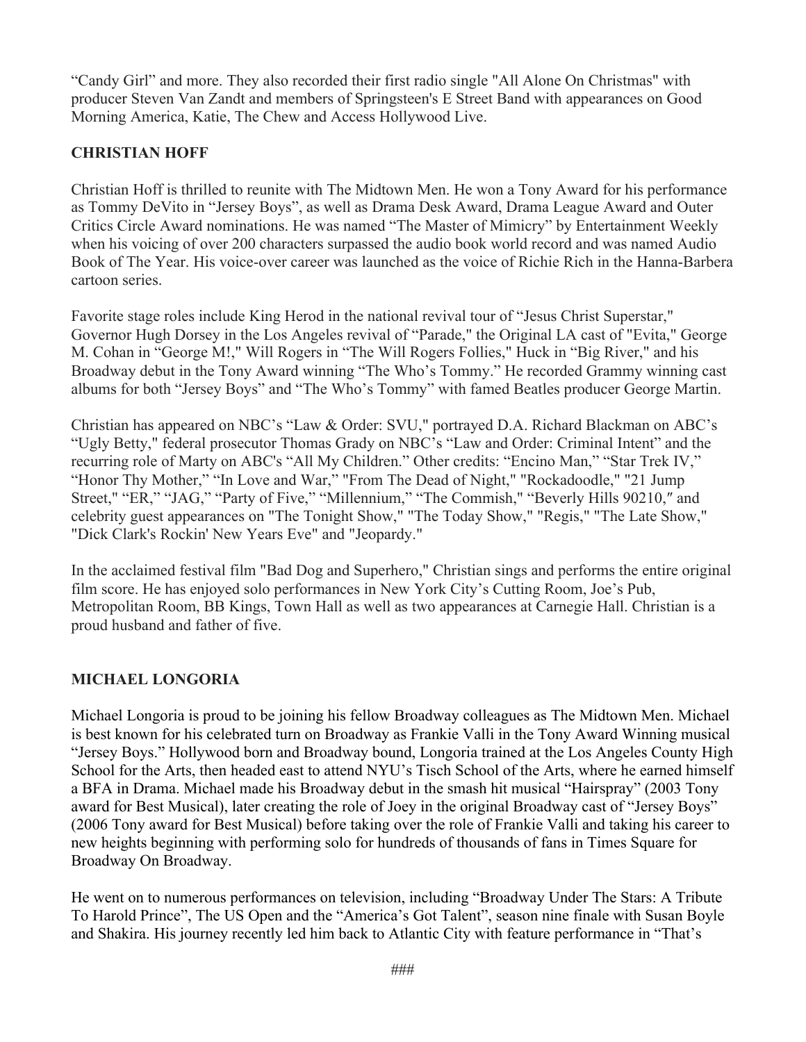"Candy Girl" and more. They also recorded their first radio single "All Alone On Christmas" with producer Steven Van Zandt and members of Springsteen's E Street Band with appearances on Good Morning America, Katie, The Chew and Access Hollywood Live.

**CHRISTIAN HOFF**

Christian Hoff is thrilled to reunite with The Midtown Men. He won a Tony Award for his performance as Tommy DeVito in "Jersey Boys", as well as Drama Desk Award, Drama League Award and Outer Critics Circle Award nominations. He was named "The Master of Mimicry" by Entertainment Weekly when his voicing of over 200 characters surpassed the audio book world record and was named Audio Book of The Year. His voice-over career was launched as the voice of Richie Rich in the Hanna-Barbera cartoon series.

Favorite stage roles include King Herod in the national revival tour of "Jesus Christ Superstar," Governor Hugh Dorsey in the Los Angeles revival of "Parade," the Original LA cast of "Evita," George M. Cohan in "George M!," Will Rogers in "The Will Rogers Follies," Huck in "Big River," and his Broadway debut in the Tony Award winning "The Who's Tommy." He recorded Grammy winning cast albums for both "Jersey Boys" and "The Who's Tommy" with famed Beatles producer George Martin.

Christian has appeared on NBC's "Law & Order: SVU," portrayed D.A. Richard Blackman on ABC's "Ugly Betty," federal prosecutor Thomas Grady on NBC's "Law and Order: Criminal Intent" and the recurring role of Marty on ABC's "All My Children." Other credits: "Encino Man," "Star Trek IV," "Honor Thy Mother," "In Love and War," "From The Dead of Night," "Rockadoodle," "21 Jump Street," "ER," "JAG," "Party of Five," "Millennium," "The Commish," "Beverly Hills 90210," and celebrity guest appearances on "The Tonight Show," "The Today Show," "Regis," "The Late Show," "Dick Clark's Rockin' New Years Eve" and "Jeopardy."

In the acclaimed festival film "Bad Dog and Superhero," Christian sings and performs the entire original film score. He has enjoyed solo performances in New York City's Cutting Room, Joe's Pub, Metropolitan Room, BB Kings, Town Hall as well as two appearances at Carnegie Hall. Christian is a proud husband and father of five.

**MICHAEL LONGORIA**

Michael Longoria is proud to be joining his fellow Broadway colleagues as The Midtown Men. Michael is best known for his celebrated turn on Broadway as Frankie Valli in the Tony Award Winning musical "Jersey Boys." Hollywood born and Broadway bound, Longoria trained at the Los Angeles County High School for the Arts, then headed east to attend NYU's Tisch School of the Arts, where he earned himself a BFA in Drama. Michael made his Broadway debut in the smash hit musical "Hairspray" (2003 Tony award for Best Musical), later creating the role of Joey in the original Broadway cast of "Jersey Boys" (2006 Tony award for Best Musical) before taking over the role of Frankie Valli and taking his career to new heights beginning with performing solo for hundreds of thousands of fans in Times Square for Broadway On Broadway.

He went on to numerous performances on television, including "Broadway Under The Stars: A Tribute To Harold Prince", The US Open and the "America's Got Talent", season nine finale with Susan Boyle and Shakira. His journey recently led him back to Atlantic City with feature performance in "That's

###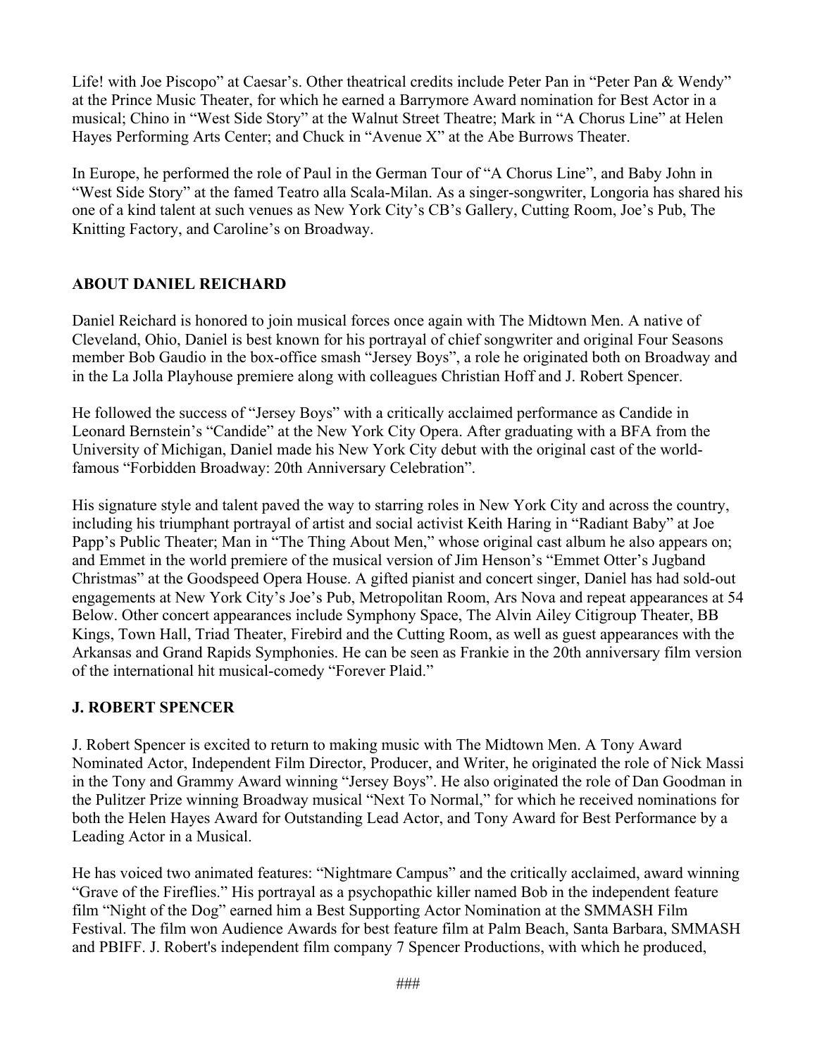Life! with Joe Piscopo" at Caesar's. Other theatrical credits include Peter Pan in "Peter Pan & Wendy" at the Prince Music Theater, for which he earned a Barrymore Award nomination for Best Actor in a musical; Chino in "West Side Story" at the Walnut Street Theatre; Mark in "A Chorus Line" at Helen Hayes Performing Arts Center; and Chuck in "Avenue X" at the Abe Burrows Theater.

In Europe, he performed the role of Paul in the German Tour of "A Chorus Line", and Baby John in "West Side Story" at the famed Teatro alla Scala-Milan. As a singer-songwriter, Longoria has shared his one of a kind talent at such venues as New York City's CB's Gallery, Cutting Room, Joe's Pub, The Knitting Factory, and Caroline's on Broadway.

**ABOUT DANIEL REICHARD**

Daniel Reichard is honored to join musical forces once again with The Midtown Men. A native of Cleveland, Ohio, Daniel is best known for his portrayal of chief songwriter and original Four Seasons member Bob Gaudio in the box-office smash "Jersey Boys", a role he originated both on Broadway and in the La Jolla Playhouse premiere along with colleagues Christian Hoff and J. Robert Spencer.

He followed the success of "Jersey Boys" with a critically acclaimed performance as Candide in Leonard Bernstein's "Candide" at the New York City Opera. After graduating with a BFA from the University of Michigan, Daniel made his New York City debut with the original cast of the world-famous "Forbidden Broadway: 20th Anniversary Celebration".

His signature style and talent paved the way to starring roles in New York City and across the country, including his triumphant portrayal of artist and social activist Keith Haring in "Radiant Baby" at Joe Papp's Public Theater; Man in "The Thing About Men," whose original cast album he also appears on; and Emmet in the world premiere of the musical version of Jim Henson's "Emmet Otter's Jugband Christmas" at the Goodspeed Opera House. A gifted pianist and concert singer, Daniel has had sold-out engagements at New York City's Joe's Pub, Metropolitan Room, Ars Nova and repeat appearances at 54 Below. Other concert appearances include Symphony Space, The Alvin Ailey Citigroup Theater, BB Kings, Town Hall, Triad Theater, Firebird and the Cutting Room, as well as guest appearances with the Arkansas and Grand Rapids Symphonies. He can be seen as Frankie in the 20th anniversary film version of the international hit musical-comedy "Forever Plaid."

**J. ROBERT SPENCER**

J. Robert Spencer is excited to return to making music with The Midtown Men. A Tony Award Nominated Actor, Independent Film Director, Producer, and Writer, he originated the role of Nick Massi in the Tony and Grammy Award winning "Jersey Boys". He also originated the role of Dan Goodman in the Pulitzer Prize winning Broadway musical "Next To Normal," for which he received nominations for both the Helen Hayes Award for Outstanding Lead Actor, and Tony Award for Best Performance by a Leading Actor in a Musical.

He has voiced two animated features: "Nightmare Campus" and the critically acclaimed, award winning "Grave of the Fireflies." His portrayal as a psychopathic killer named Bob in the independent feature film "Night of the Dog" earned him a Best Supporting Actor Nomination at the SMMASH Film Festival. The film won Audience Awards for best feature film at Palm Beach, Santa Barbara, SMMASH and PBIFF. J. Robert's independent film company 7 Spencer Productions, with which he produced,

###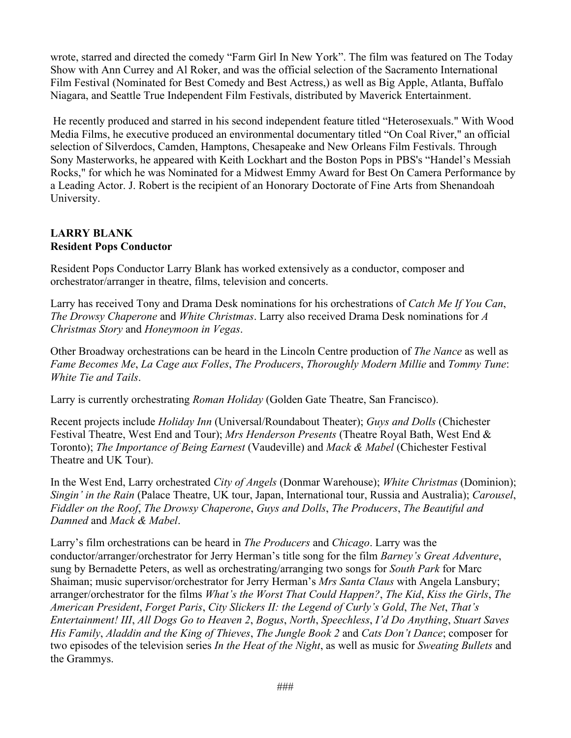wrote, starred and directed the comedy "Farm Girl In New York". The film was featured on The Today Show with Ann Currey and Al Roker, and was the official selection of the Sacramento International Film Festival (Nominated for Best Comedy and Best Actress,) as well as Big Apple, Atlanta, Buffalo Niagara, and Seattle True Independent Film Festivals, distributed by Maverick Entertainment.

He recently produced and starred in his second independent feature titled "Heterosexuals." With Wood Media Films, he executive produced an environmental documentary titled "On Coal River," an official selection of Silverdocs, Camden, Hamptons, Chesapeake and New Orleans Film Festivals. Through Sony Masterworks, he appeared with Keith Lockhart and the Boston Pops in PBS's "Handel's Messiah Rocks," for which he was Nominated for a Midwest Emmy Award for Best On Camera Performance by a Leading Actor. J. Robert is the recipient of an Honorary Doctorate of Fine Arts from Shenandoah University.

**LARRY BLANK**
**Resident Pops Conductor**

Resident Pops Conductor Larry Blank has worked extensively as a conductor, composer and orchestrator/arranger in theatre, films, television and concerts.

Larry has received Tony and Drama Desk nominations for his orchestrations of *Catch Me If You Can*, *The Drowsy Chaperone* and *White Christmas*. Larry also received Drama Desk nominations for *A Christmas Story* and *Honeymoon in Vegas*.

Other Broadway orchestrations can be heard in the Lincoln Centre production of *The Nance* as well as *Fame Becomes Me*, *La Cage aux Folles*, *The Producers*, *Thoroughly Modern Millie* and *Tommy Tune*: *White Tie and Tails*.

Larry is currently orchestrating *Roman Holiday* (Golden Gate Theatre, San Francisco).

Recent projects include *Holiday Inn* (Universal/Roundabout Theater); *Guys and Dolls* (Chichester Festival Theatre, West End and Tour); *Mrs Henderson Presents* (Theatre Royal Bath, West End & Toronto); *The Importance of Being Earnest* (Vaudeville) and *Mack & Mabel* (Chichester Festival Theatre and UK Tour).

In the West End, Larry orchestrated *City of Angels* (Donmar Warehouse); *White Christmas* (Dominion); *Singin' in the Rain* (Palace Theatre, UK tour, Japan, International tour, Russia and Australia); *Carousel*, *Fiddler on the Roof*, *The Drowsy Chaperone*, *Guys and Dolls*, *The Producers*, *The Beautiful and Damned* and *Mack & Mabel*.

Larry's film orchestrations can be heard in *The Producers* and *Chicago*. Larry was the conductor/arranger/orchestrator for Jerry Herman's title song for the film *Barney's Great Adventure*, sung by Bernadette Peters, as well as orchestrating/arranging two songs for *South Park* for Marc Shaiman; music supervisor/orchestrator for Jerry Herman's *Mrs Santa Claus* with Angela Lansbury; arranger/orchestrator for the films *What's the Worst That Could Happen?*, *The Kid*, *Kiss the Girls*, *The American President*, *Forget Paris*, *City Slickers II: the Legend of Curly's Gold*, *The Net*, *That's Entertainment! III*, *All Dogs Go to Heaven 2*, *Bogus*, *North*, *Speechless*, *I'd Do Anything*, *Stuart Saves His Family*, *Aladdin and the King of Thieves*, *The Jungle Book 2* and *Cats Don't Dance*; composer for two episodes of the television series *In the Heat of the Night*, as well as music for *Sweating Bullets* and the Grammys.

###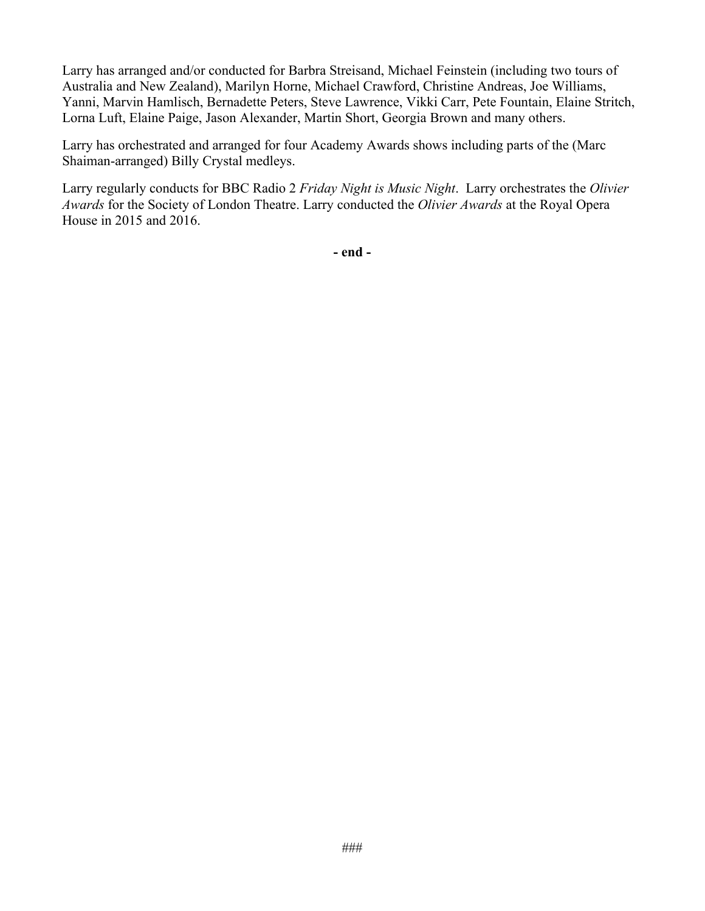Larry has arranged and/or conducted for Barbra Streisand, Michael Feinstein (including two tours of Australia and New Zealand), Marilyn Horne, Michael Crawford, Christine Andreas, Joe Williams, Yanni, Marvin Hamlisch, Bernadette Peters, Steve Lawrence, Vikki Carr, Pete Fountain, Elaine Stritch, Lorna Luft, Elaine Paige, Jason Alexander, Martin Short, Georgia Brown and many others.

Larry has orchestrated and arranged for four Academy Awards shows including parts of the (Marc Shaiman-arranged) Billy Crystal medleys.

Larry regularly conducts for BBC Radio 2 *Friday Night is Music Night*. Larry orchestrates the *Olivier Awards* for the Society of London Theatre. Larry conducted the *Olivier Awards* at the Royal Opera House in 2015 and 2016.

**- end -**

###